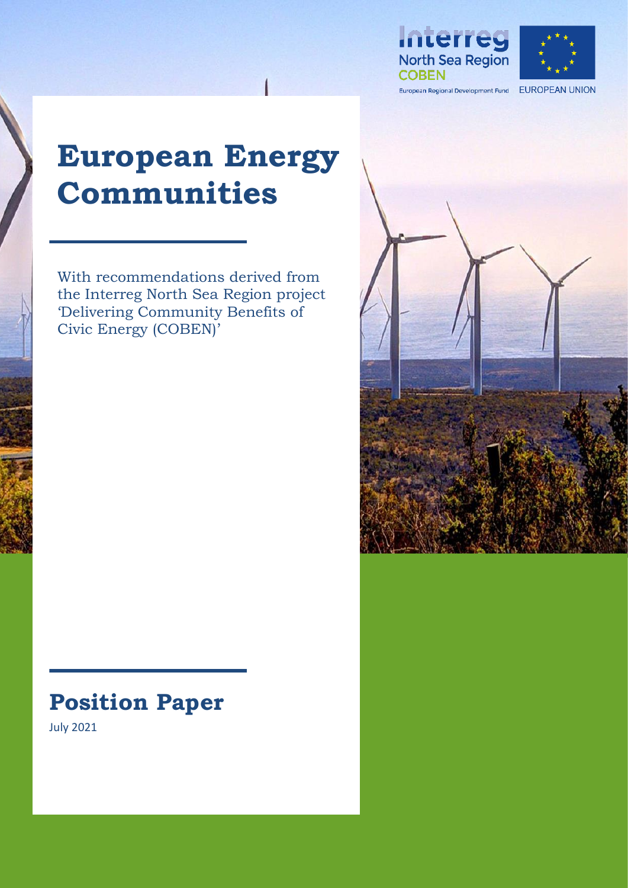Interreg North Sea Region COBEN

European Regional Development Fund — EUROPEAN UNION

# European Energy Communities

With recommendations derived from the Interreg North Sea Region project 'Delivering Community Benefits of Civic Energy (COBEN)'

## Position Paper

July 2021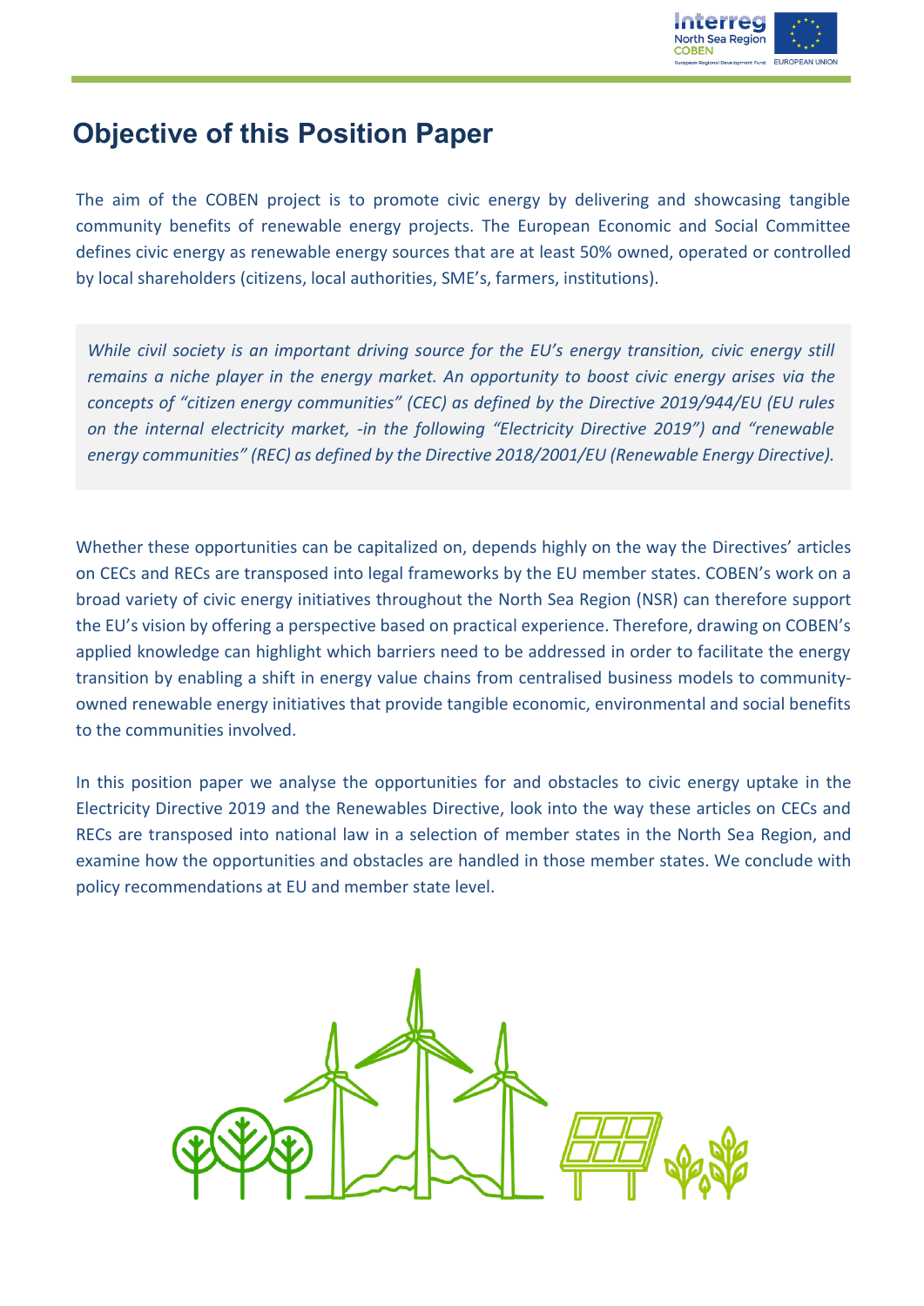# Objective of this Position Paper

The aim of the COBEN project is to promote civic energy by delivering and showcasing tangible community benefits of renewable energy projects. The European Economic and Social Committee defines civic energy as renewable energy sources that are at least 50% owned, operated or controlled by local shareholders (citizens, local authorities, SME's, farmers, institutions).

*While civil society is an important driving source for the EU's energy transition, civic energy still remains a niche player in the energy market. An opportunity to boost civic energy arises via the concepts of "citizen energy communities" (CEC) as defined by the Directive 2019/944/EU (EU rules on the internal electricity market, -in the following "Electricity Directive 2019") and "renewable energy communities" (REC) as defined by the Directive 2018/2001/EU (Renewable Energy Directive).*

Whether these opportunities can be capitalized on, depends highly on the way the Directives' articles on CECs and RECs are transposed into legal frameworks by the EU member states. COBEN's work on a broad variety of civic energy initiatives throughout the North Sea Region (NSR) can therefore support the EU's vision by offering a perspective based on practical experience. Therefore, drawing on COBEN's applied knowledge can highlight which barriers need to be addressed in order to facilitate the energy transition by enabling a shift in energy value chains from centralised business models to community-owned renewable energy initiatives that provide tangible economic, environmental and social benefits to the communities involved.

In this position paper we analyse the opportunities for and obstacles to civic energy uptake in the Electricity Directive 2019 and the Renewables Directive, look into the way these articles on CECs and RECs are transposed into national law in a selection of member states in the North Sea Region, and examine how the opportunities and obstacles are handled in those member states. We conclude with policy recommendations at EU and member state level.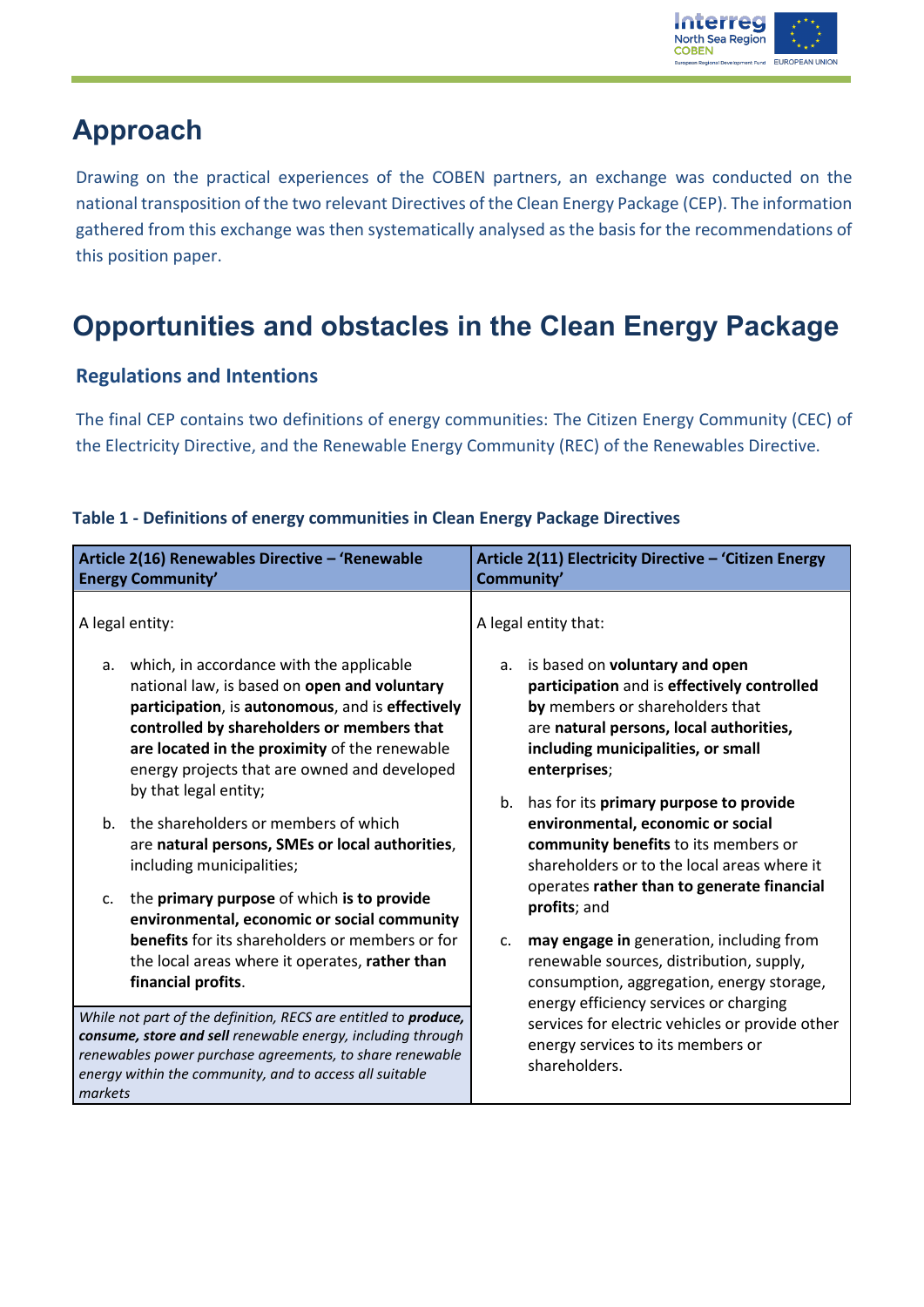## Approach

Drawing on the practical experiences of the COBEN partners, an exchange was conducted on the national transposition of the two relevant Directives of the Clean Energy Package (CEP). The information gathered from this exchange was then systematically analysed as the basis for the recommendations of this position paper.

## Opportunities and obstacles in the Clean Energy Package

### Regulations and Intentions

The final CEP contains two definitions of energy communities: The Citizen Energy Community (CEC) of the Electricity Directive, and the Renewable Energy Community (REC) of the Renewables Directive.

**Table 1 - Definitions of energy communities in Clean Energy Package Directives**

| Article 2(16) Renewables Directive – 'Renewable Energy Community' | Article 2(11) Electricity Directive – 'Citizen Energy Community' |
|---|---|
| A legal entity:<br><br>a. which, in accordance with the applicable national law, is based on **open and voluntary participation**, is **autonomous**, and is **effectively controlled by shareholders or members that are located in the proximity** of the renewable energy projects that are owned and developed by that legal entity;<br><br>b. the shareholders or members of which are **natural persons, SMEs or local authorities**, including municipalities;<br><br>c. the **primary purpose** of which **is to provide environmental, economic or social community benefits** for its shareholders or members or for the local areas where it operates, **rather than financial profits**.<br><br>*While not part of the definition, RECS are entitled to **produce, consume, store and sell** renewable energy, including through renewables power purchase agreements, to share renewable energy within the community, and to access all suitable markets* | A legal entity that:<br><br>a. is based on **voluntary and open participation** and is **effectively controlled by** members or shareholders that are **natural persons, local authorities, including municipalities, or small enterprises**;<br><br>b. has for its **primary purpose to provide environmental, economic or social community benefits** to its members or shareholders or to the local areas where it operates **rather than to generate financial profits**; and<br><br>c. **may engage in** generation, including from renewable sources, distribution, supply, consumption, aggregation, energy storage, energy efficiency services or charging services for electric vehicles or provide other energy services to its members or shareholders. |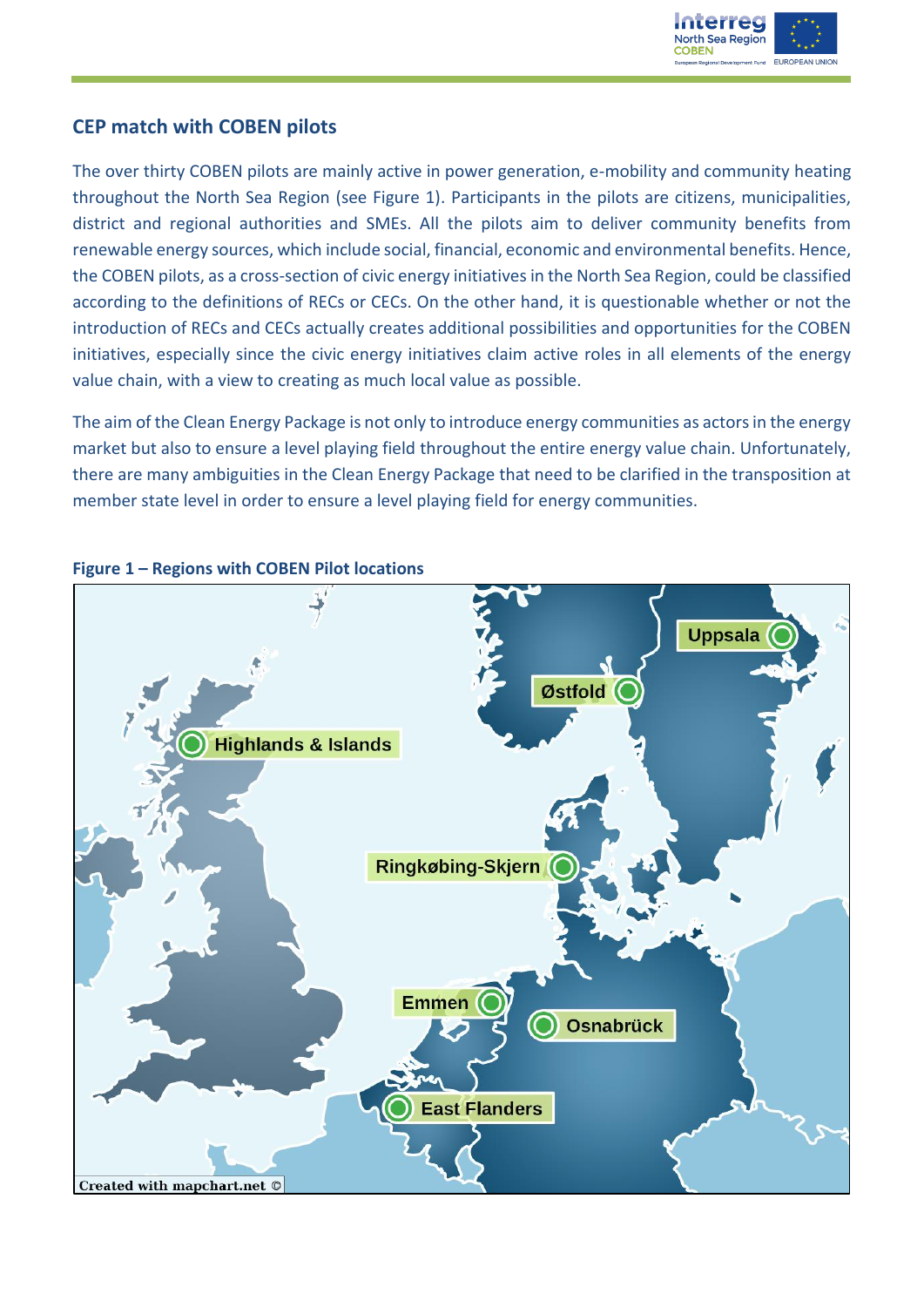## CEP match with COBEN pilots

The over thirty COBEN pilots are mainly active in power generation, e-mobility and community heating throughout the North Sea Region (see Figure 1). Participants in the pilots are citizens, municipalities, district and regional authorities and SMEs. All the pilots aim to deliver community benefits from renewable energy sources, which include social, financial, economic and environmental benefits. Hence, the COBEN pilots, as a cross-section of civic energy initiatives in the North Sea Region, could be classified according to the definitions of RECs or CECs. On the other hand, it is questionable whether or not the introduction of RECs and CECs actually creates additional possibilities and opportunities for the COBEN initiatives, especially since the civic energy initiatives claim active roles in all elements of the energy value chain, with a view to creating as much local value as possible.

The aim of the Clean Energy Package is not only to introduce energy communities as actors in the energy market but also to ensure a level playing field throughout the entire energy value chain. Unfortunately, there are many ambiguities in the Clean Energy Package that need to be clarified in the transposition at member state level in order to ensure a level playing field for energy communities.

**Figure 1 – Regions with COBEN Pilot locations**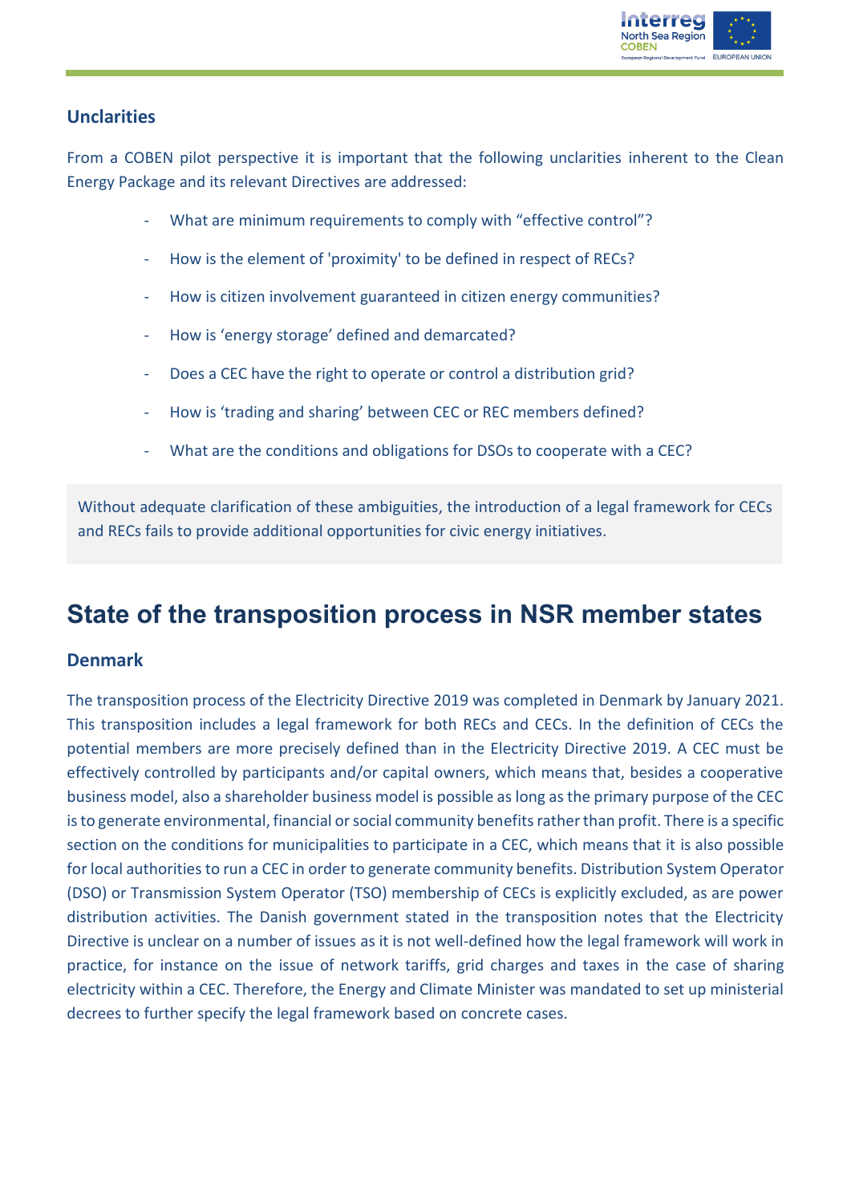### Unclarities

From a COBEN pilot perspective it is important that the following unclarities inherent to the Clean Energy Package and its relevant Directives are addressed:

- What are minimum requirements to comply with "effective control"?
- How is the element of 'proximity' to be defined in respect of RECs?
- How is citizen involvement guaranteed in citizen energy communities?
- How is 'energy storage' defined and demarcated?
- Does a CEC have the right to operate or control a distribution grid?
- How is 'trading and sharing' between CEC or REC members defined?
- What are the conditions and obligations for DSOs to cooperate with a CEC?

Without adequate clarification of these ambiguities, the introduction of a legal framework for CECs and RECs fails to provide additional opportunities for civic energy initiatives.

## State of the transposition process in NSR member states

### Denmark

The transposition process of the Electricity Directive 2019 was completed in Denmark by January 2021. This transposition includes a legal framework for both RECs and CECs. In the definition of CECs the potential members are more precisely defined than in the Electricity Directive 2019. A CEC must be effectively controlled by participants and/or capital owners, which means that, besides a cooperative business model, also a shareholder business model is possible as long as the primary purpose of the CEC is to generate environmental, financial or social community benefits rather than profit. There is a specific section on the conditions for municipalities to participate in a CEC, which means that it is also possible for local authorities to run a CEC in order to generate community benefits. Distribution System Operator (DSO) or Transmission System Operator (TSO) membership of CECs is explicitly excluded, as are power distribution activities. The Danish government stated in the transposition notes that the Electricity Directive is unclear on a number of issues as it is not well-defined how the legal framework will work in practice, for instance on the issue of network tariffs, grid charges and taxes in the case of sharing electricity within a CEC. Therefore, the Energy and Climate Minister was mandated to set up ministerial decrees to further specify the legal framework based on concrete cases.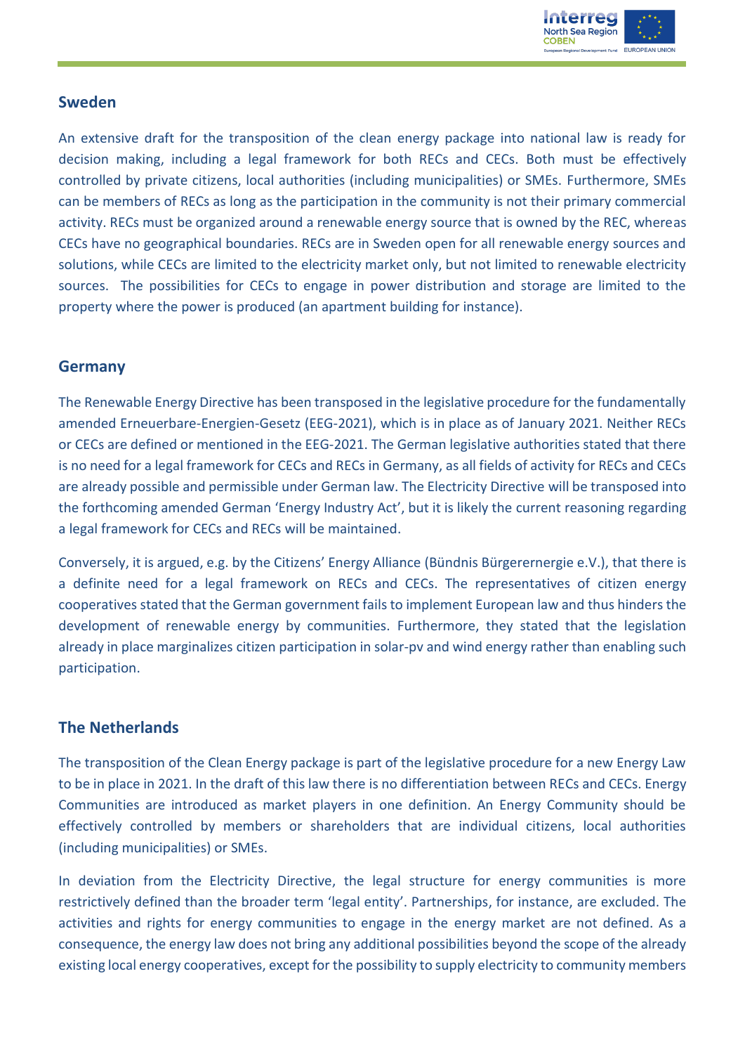## Sweden

An extensive draft for the transposition of the clean energy package into national law is ready for decision making, including a legal framework for both RECs and CECs. Both must be effectively controlled by private citizens, local authorities (including municipalities) or SMEs. Furthermore, SMEs can be members of RECs as long as the participation in the community is not their primary commercial activity. RECs must be organized around a renewable energy source that is owned by the REC, whereas CECs have no geographical boundaries. RECs are in Sweden open for all renewable energy sources and solutions, while CECs are limited to the electricity market only, but not limited to renewable electricity sources. The possibilities for CECs to engage in power distribution and storage are limited to the property where the power is produced (an apartment building for instance).

## Germany

The Renewable Energy Directive has been transposed in the legislative procedure for the fundamentally amended Erneuerbare-Energien-Gesetz (EEG-2021), which is in place as of January 2021. Neither RECs or CECs are defined or mentioned in the EEG-2021. The German legislative authorities stated that there is no need for a legal framework for CECs and RECs in Germany, as all fields of activity for RECs and CECs are already possible and permissible under German law. The Electricity Directive will be transposed into the forthcoming amended German 'Energy Industry Act', but it is likely the current reasoning regarding a legal framework for CECs and RECs will be maintained.

Conversely, it is argued, e.g. by the Citizens' Energy Alliance (Bündnis Bürgerernergie e.V.), that there is a definite need for a legal framework on RECs and CECs. The representatives of citizen energy cooperatives stated that the German government fails to implement European law and thus hinders the development of renewable energy by communities. Furthermore, they stated that the legislation already in place marginalizes citizen participation in solar-pv and wind energy rather than enabling such participation.

## The Netherlands

The transposition of the Clean Energy package is part of the legislative procedure for a new Energy Law to be in place in 2021. In the draft of this law there is no differentiation between RECs and CECs. Energy Communities are introduced as market players in one definition. An Energy Community should be effectively controlled by members or shareholders that are individual citizens, local authorities (including municipalities) or SMEs.

In deviation from the Electricity Directive, the legal structure for energy communities is more restrictively defined than the broader term 'legal entity'. Partnerships, for instance, are excluded. The activities and rights for energy communities to engage in the energy market are not defined. As a consequence, the energy law does not bring any additional possibilities beyond the scope of the already existing local energy cooperatives, except for the possibility to supply electricity to community members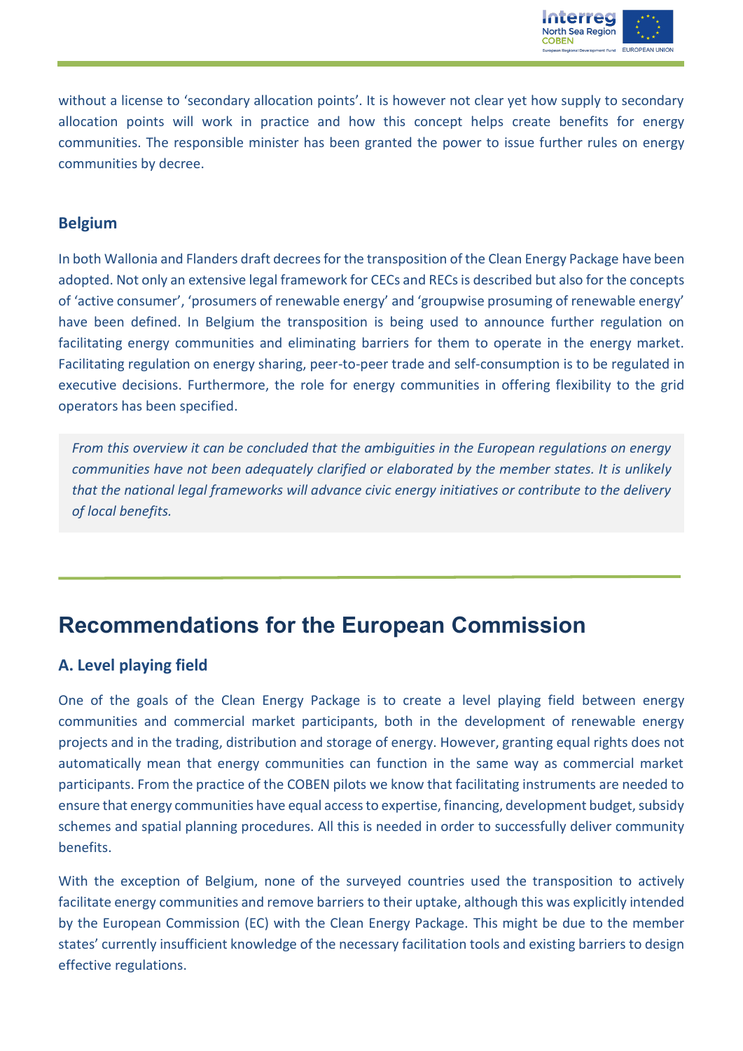without a license to 'secondary allocation points'. It is however not clear yet how supply to secondary allocation points will work in practice and how this concept helps create benefits for energy communities. The responsible minister has been granted the power to issue further rules on energy communities by decree.

### Belgium

In both Wallonia and Flanders draft decrees for the transposition of the Clean Energy Package have been adopted. Not only an extensive legal framework for CECs and RECs is described but also for the concepts of 'active consumer', 'prosumers of renewable energy' and 'groupwise prosuming of renewable energy' have been defined. In Belgium the transposition is being used to announce further regulation on facilitating energy communities and eliminating barriers for them to operate in the energy market. Facilitating regulation on energy sharing, peer-to-peer trade and self-consumption is to be regulated in executive decisions. Furthermore, the role for energy communities in offering flexibility to the grid operators has been specified.

> *From this overview it can be concluded that the ambiguities in the European regulations on energy communities have not been adequately clarified or elaborated by the member states. It is unlikely that the national legal frameworks will advance civic energy initiatives or contribute to the delivery of local benefits.*

## Recommendations for the European Commission

### A. Level playing field

One of the goals of the Clean Energy Package is to create a level playing field between energy communities and commercial market participants, both in the development of renewable energy projects and in the trading, distribution and storage of energy. However, granting equal rights does not automatically mean that energy communities can function in the same way as commercial market participants. From the practice of the COBEN pilots we know that facilitating instruments are needed to ensure that energy communities have equal access to expertise, financing, development budget, subsidy schemes and spatial planning procedures. All this is needed in order to successfully deliver community benefits.

With the exception of Belgium, none of the surveyed countries used the transposition to actively facilitate energy communities and remove barriers to their uptake, although this was explicitly intended by the European Commission (EC) with the Clean Energy Package. This might be due to the member states' currently insufficient knowledge of the necessary facilitation tools and existing barriers to design effective regulations.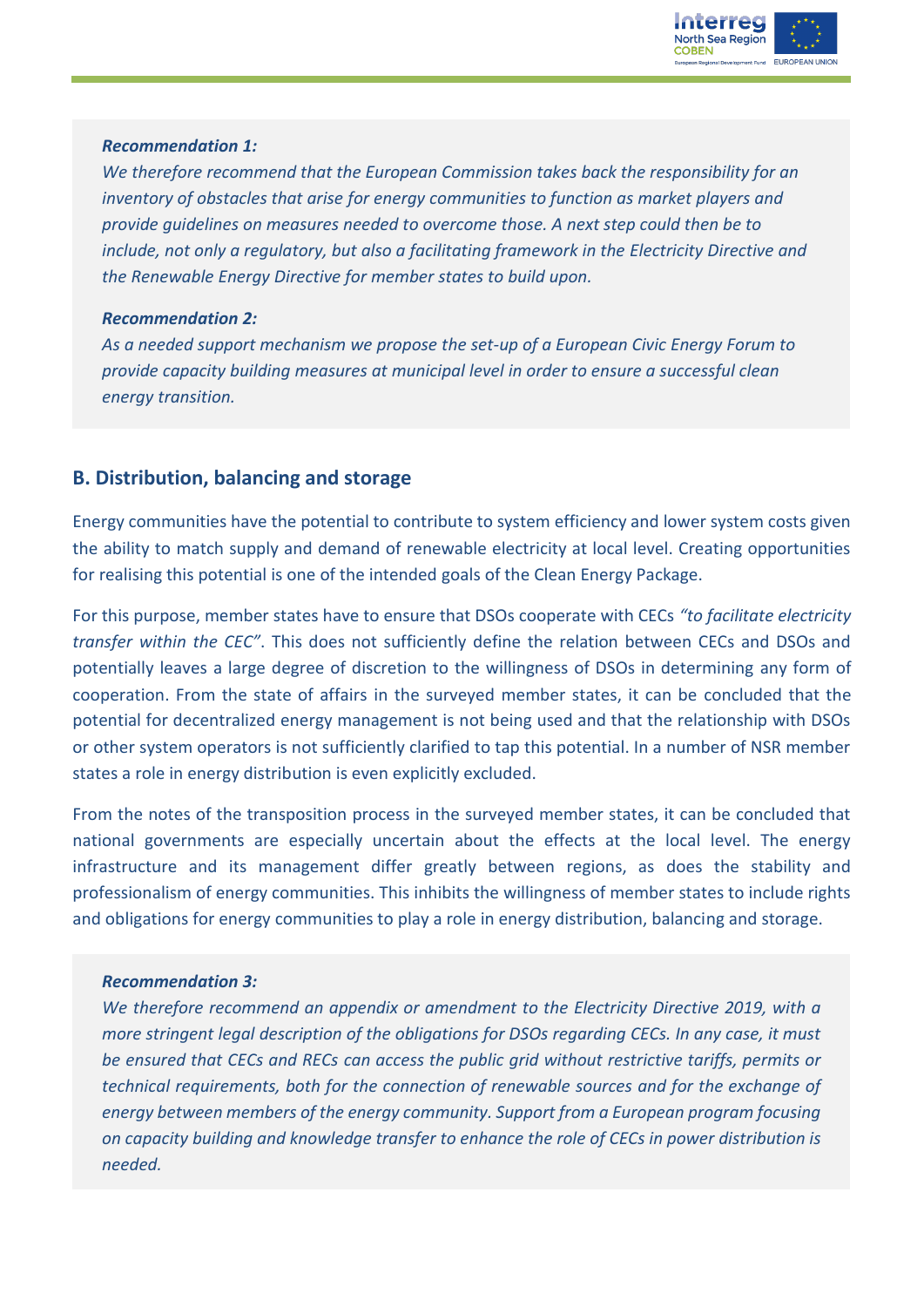***Recommendation 1:***
*We therefore recommend that the European Commission takes back the responsibility for an inventory of obstacles that arise for energy communities to function as market players and provide guidelines on measures needed to overcome those. A next step could then be to include, not only a regulatory, but also a facilitating framework in the Electricity Directive and the Renewable Energy Directive for member states to build upon.*

***Recommendation 2:***
*As a needed support mechanism we propose the set-up of a European Civic Energy Forum to provide capacity building measures at municipal level in order to ensure a successful clean energy transition.*

## B. Distribution, balancing and storage

Energy communities have the potential to contribute to system efficiency and lower system costs given the ability to match supply and demand of renewable electricity at local level. Creating opportunities for realising this potential is one of the intended goals of the Clean Energy Package.

For this purpose, member states have to ensure that DSOs cooperate with CECs *"to facilitate electricity transfer within the CEC"*. This does not sufficiently define the relation between CECs and DSOs and potentially leaves a large degree of discretion to the willingness of DSOs in determining any form of cooperation. From the state of affairs in the surveyed member states, it can be concluded that the potential for decentralized energy management is not being used and that the relationship with DSOs or other system operators is not sufficiently clarified to tap this potential. In a number of NSR member states a role in energy distribution is even explicitly excluded.

From the notes of the transposition process in the surveyed member states, it can be concluded that national governments are especially uncertain about the effects at the local level. The energy infrastructure and its management differ greatly between regions, as does the stability and professionalism of energy communities. This inhibits the willingness of member states to include rights and obligations for energy communities to play a role in energy distribution, balancing and storage.

***Recommendation 3:***
*We therefore recommend an appendix or amendment to the Electricity Directive 2019, with a more stringent legal description of the obligations for DSOs regarding CECs. In any case, it must be ensured that CECs and RECs can access the public grid without restrictive tariffs, permits or technical requirements, both for the connection of renewable sources and for the exchange of energy between members of the energy community. Support from a European program focusing on capacity building and knowledge transfer to enhance the role of CECs in power distribution is needed.*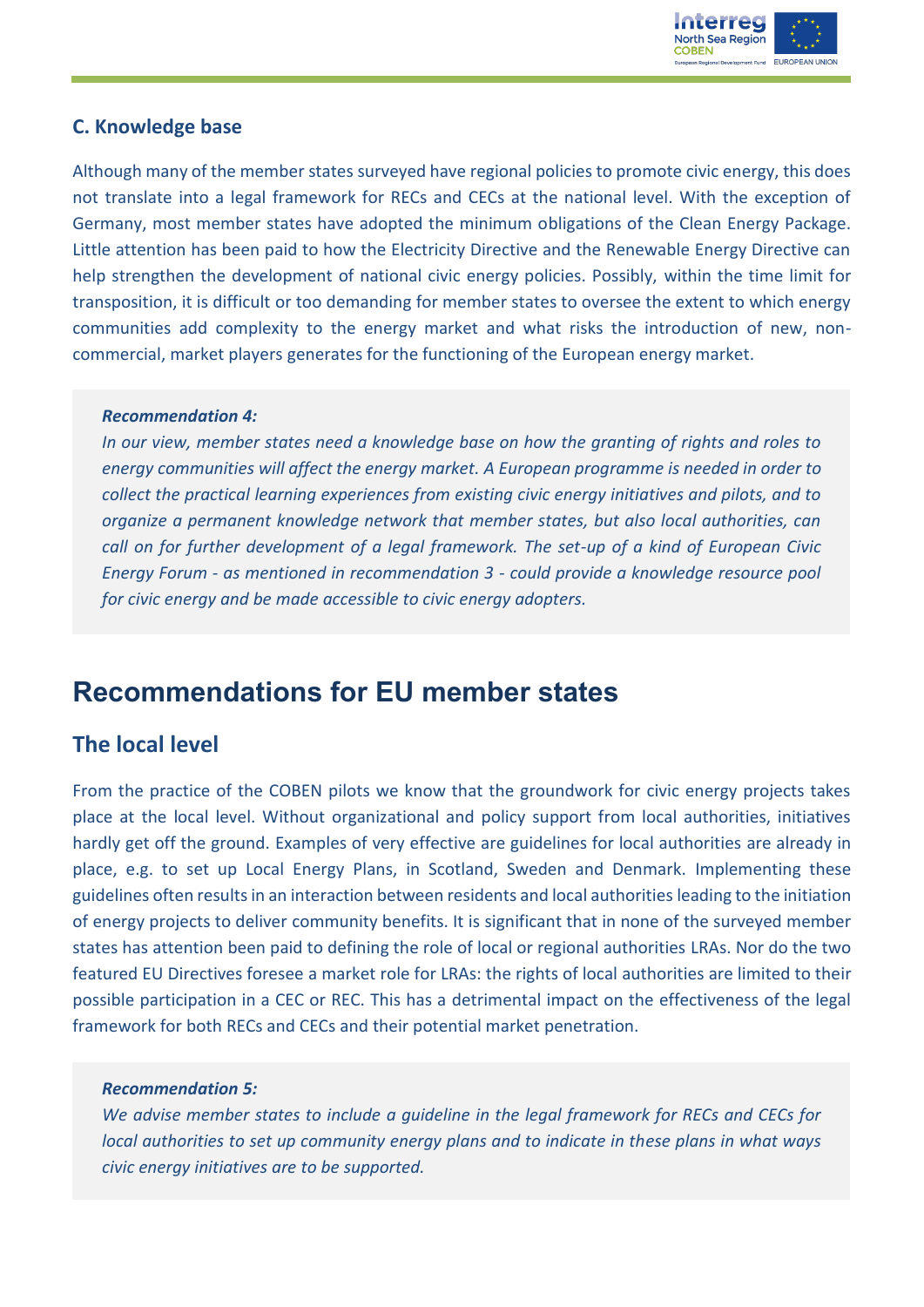### C. Knowledge base

Although many of the member states surveyed have regional policies to promote civic energy, this does not translate into a legal framework for RECs and CECs at the national level. With the exception of Germany, most member states have adopted the minimum obligations of the Clean Energy Package. Little attention has been paid to how the Electricity Directive and the Renewable Energy Directive can help strengthen the development of national civic energy policies. Possibly, within the time limit for transposition, it is difficult or too demanding for member states to oversee the extent to which energy communities add complexity to the energy market and what risks the introduction of new, non-commercial, market players generates for the functioning of the European energy market.

> ***Recommendation 4:***
> *In our view, member states need a knowledge base on how the granting of rights and roles to energy communities will affect the energy market. A European programme is needed in order to collect the practical learning experiences from existing civic energy initiatives and pilots, and to organize a permanent knowledge network that member states, but also local authorities, can call on for further development of a legal framework. The set-up of a kind of European Civic Energy Forum - as mentioned in recommendation 3 - could provide a knowledge resource pool for civic energy and be made accessible to civic energy adopters.*

# Recommendations for EU member states

## The local level

From the practice of the COBEN pilots we know that the groundwork for civic energy projects takes place at the local level. Without organizational and policy support from local authorities, initiatives hardly get off the ground. Examples of very effective are guidelines for local authorities are already in place, e.g. to set up Local Energy Plans, in Scotland, Sweden and Denmark. Implementing these guidelines often results in an interaction between residents and local authorities leading to the initiation of energy projects to deliver community benefits. It is significant that in none of the surveyed member states has attention been paid to defining the role of local or regional authorities LRAs. Nor do the two featured EU Directives foresee a market role for LRAs: the rights of local authorities are limited to their possible participation in a CEC or REC. This has a detrimental impact on the effectiveness of the legal framework for both RECs and CECs and their potential market penetration.

> ***Recommendation 5:***
> *We advise member states to include a guideline in the legal framework for RECs and CECs for local authorities to set up community energy plans and to indicate in these plans in what ways civic energy initiatives are to be supported.*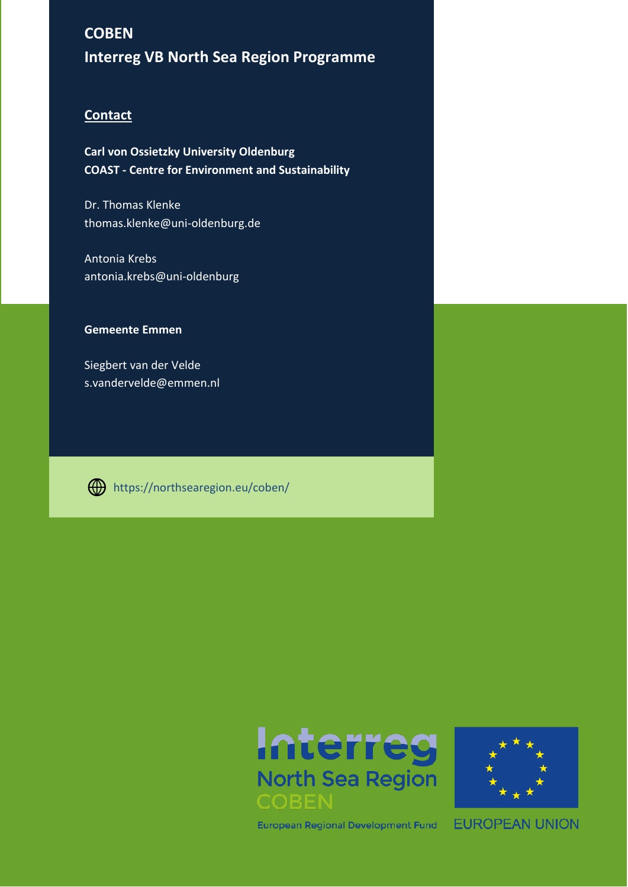**COBEN**
**Interreg VB North Sea Region Programme**

**Contact**

**Carl von Ossietzky University Oldenburg**
**COAST - Centre for Environment and Sustainability**

Dr. Thomas Klenke
thomas.klenke@uni-oldenburg.de

Antonia Krebs
antonia.krebs@uni-oldenburg

**Gemeente Emmen**

Siegbert van der Velde
s.vandervelde@emmen.nl

https://northsearegion.eu/coben/

Interreg
North Sea Region
COBEN
European Regional Development Fund

EUROPEAN UNION